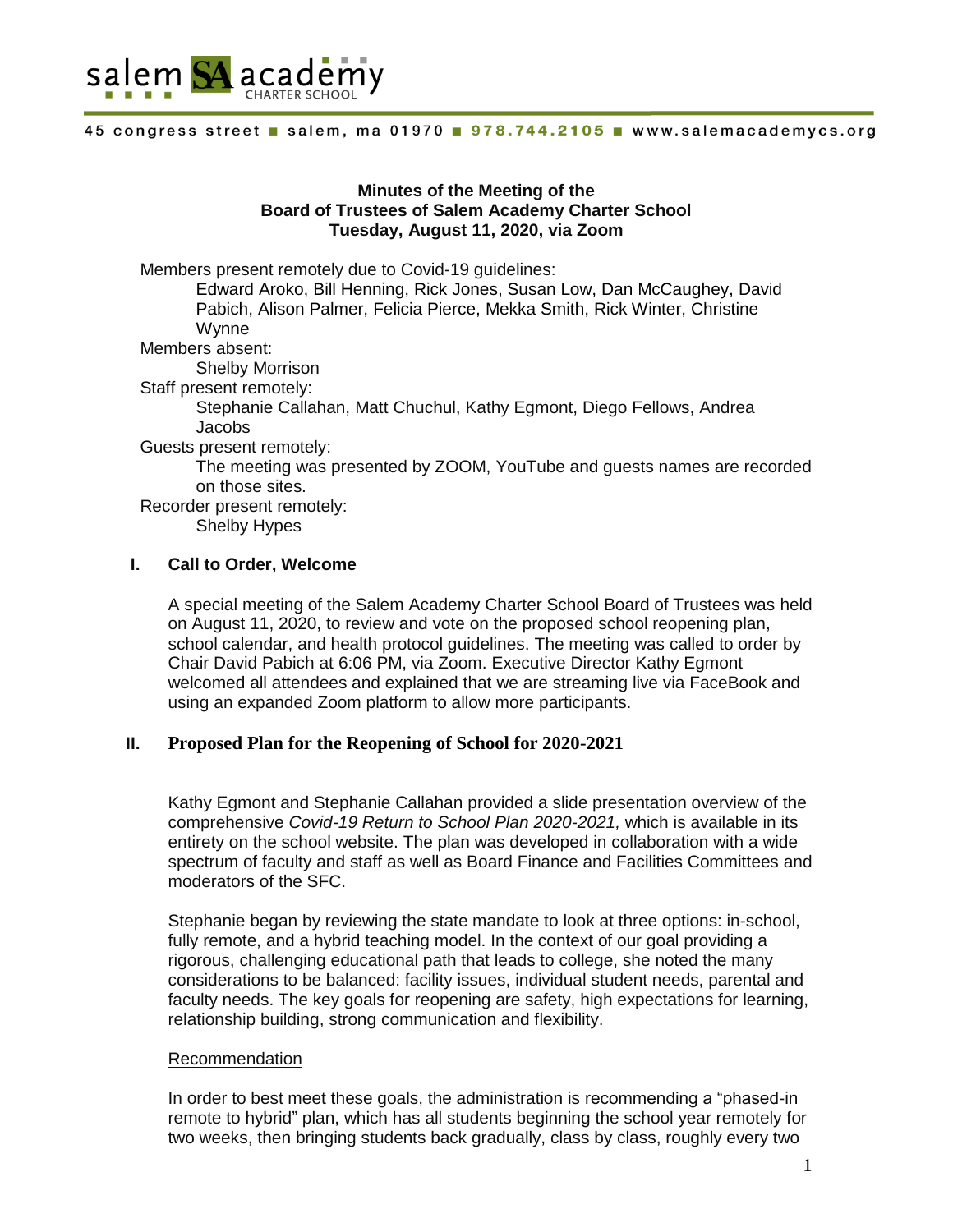salem SA academy CHARTER SCHOOL

45 congress street ■ salem, ma 01970 ■ 978.744.2105 ■ www.salemacademycs.org

**Minutes of the Meeting of the**
**Board of Trustees of Salem Academy Charter School**
**Tuesday, August 11, 2020, via Zoom**

Members present remotely due to Covid-19 guidelines:
Edward Aroko, Bill Henning, Rick Jones, Susan Low, Dan McCaughey, David Pabich, Alison Palmer, Felicia Pierce, Mekka Smith, Rick Winter, Christine Wynne

Members absent:
Shelby Morrison

Staff present remotely:
Stephanie Callahan, Matt Chuchul, Kathy Egmont, Diego Fellows, Andrea Jacobs

Guests present remotely:
The meeting was presented by ZOOM, YouTube and guests names are recorded on those sites.

Recorder present remotely:
Shelby Hypes

## I. Call to Order, Welcome

A special meeting of the Salem Academy Charter School Board of Trustees was held on August 11, 2020, to review and vote on the proposed school reopening plan, school calendar, and health protocol guidelines. The meeting was called to order by Chair David Pabich at 6:06 PM, via Zoom. Executive Director Kathy Egmont welcomed all attendees and explained that we are streaming live via FaceBook and using an expanded Zoom platform to allow more participants.

## II. Proposed Plan for the Reopening of School for 2020-2021

Kathy Egmont and Stephanie Callahan provided a slide presentation overview of the comprehensive *Covid-19 Return to School Plan 2020-2021,* which is available in its entirety on the school website. The plan was developed in collaboration with a wide spectrum of faculty and staff as well as Board Finance and Facilities Committees and moderators of the SFC.

Stephanie began by reviewing the state mandate to look at three options: in-school, fully remote, and a hybrid teaching model. In the context of our goal providing a rigorous, challenging educational path that leads to college, she noted the many considerations to be balanced: facility issues, individual student needs, parental and faculty needs. The key goals for reopening are safety, high expectations for learning, relationship building, strong communication and flexibility.

Recommendation

In order to best meet these goals, the administration is recommending a "phased-in remote to hybrid" plan, which has all students beginning the school year remotely for two weeks, then bringing students back gradually, class by class, roughly every two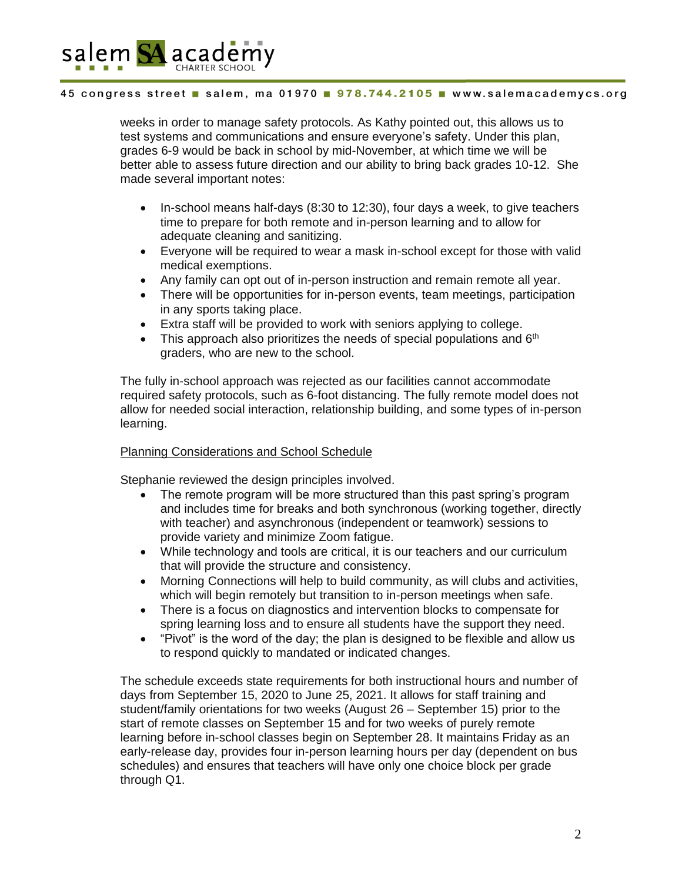weeks in order to manage safety protocols. As Kathy pointed out, this allows us to test systems and communications and ensure everyone's safety. Under this plan, grades 6-9 would be back in school by mid-November, at which time we will be better able to assess future direction and our ability to bring back grades 10-12. She made several important notes:

- In-school means half-days (8:30 to 12:30), four days a week, to give teachers time to prepare for both remote and in-person learning and to allow for adequate cleaning and sanitizing.
- Everyone will be required to wear a mask in-school except for those with valid medical exemptions.
- Any family can opt out of in-person instruction and remain remote all year.
- There will be opportunities for in-person events, team meetings, participation in any sports taking place.
- Extra staff will be provided to work with seniors applying to college.
- This approach also prioritizes the needs of special populations and 6th graders, who are new to the school.

The fully in-school approach was rejected as our facilities cannot accommodate required safety protocols, such as 6-foot distancing. The fully remote model does not allow for needed social interaction, relationship building, and some types of in-person learning.

Planning Considerations and School Schedule

Stephanie reviewed the design principles involved.

- The remote program will be more structured than this past spring's program and includes time for breaks and both synchronous (working together, directly with teacher) and asynchronous (independent or teamwork) sessions to provide variety and minimize Zoom fatigue.
- While technology and tools are critical, it is our teachers and our curriculum that will provide the structure and consistency.
- Morning Connections will help to build community, as will clubs and activities, which will begin remotely but transition to in-person meetings when safe.
- There is a focus on diagnostics and intervention blocks to compensate for spring learning loss and to ensure all students have the support they need.
- "Pivot" is the word of the day; the plan is designed to be flexible and allow us to respond quickly to mandated or indicated changes.

The schedule exceeds state requirements for both instructional hours and number of days from September 15, 2020 to June 25, 2021. It allows for staff training and student/family orientations for two weeks (August 26 – September 15) prior to the start of remote classes on September 15 and for two weeks of purely remote learning before in-school classes begin on September 28. It maintains Friday as an early-release day, provides four in-person learning hours per day (dependent on bus schedules) and ensures that teachers will have only one choice block per grade through Q1.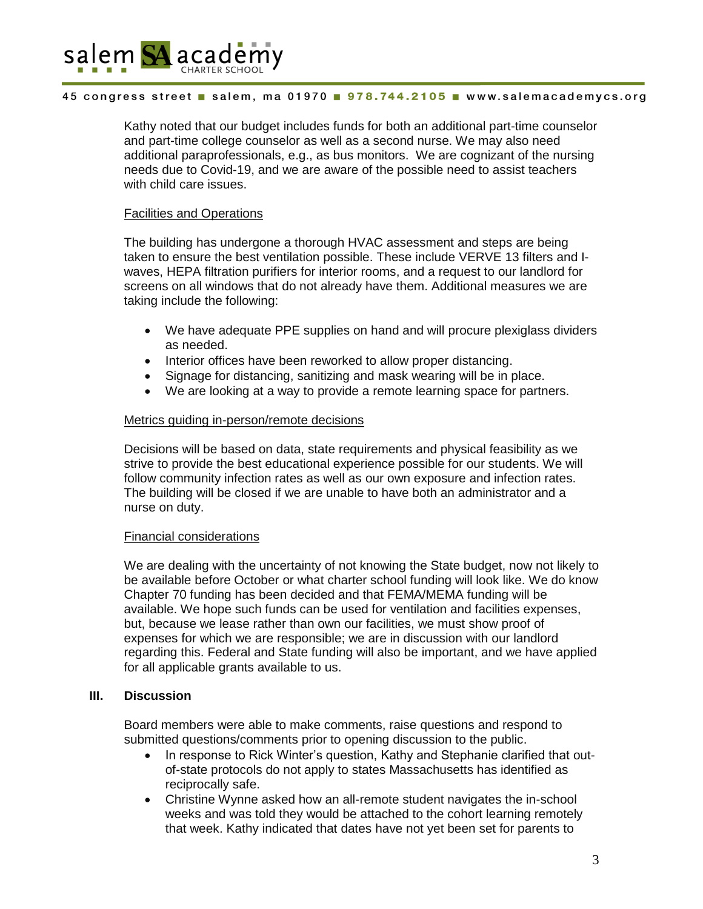Kathy noted that our budget includes funds for both an additional part-time counselor and part-time college counselor as well as a second nurse. We may also need additional paraprofessionals, e.g., as bus monitors. We are cognizant of the nursing needs due to Covid-19, and we are aware of the possible need to assist teachers with child care issues.

Facilities and Operations

The building has undergone a thorough HVAC assessment and steps are being taken to ensure the best ventilation possible. These include VERVE 13 filters and I-waves, HEPA filtration purifiers for interior rooms, and a request to our landlord for screens on all windows that do not already have them. Additional measures we are taking include the following:

- We have adequate PPE supplies on hand and will procure plexiglass dividers as needed.
- Interior offices have been reworked to allow proper distancing.
- Signage for distancing, sanitizing and mask wearing will be in place.
- We are looking at a way to provide a remote learning space for partners.

Metrics guiding in-person/remote decisions

Decisions will be based on data, state requirements and physical feasibility as we strive to provide the best educational experience possible for our students. We will follow community infection rates as well as our own exposure and infection rates. The building will be closed if we are unable to have both an administrator and a nurse on duty.

Financial considerations

We are dealing with the uncertainty of not knowing the State budget, now not likely to be available before October or what charter school funding will look like. We do know Chapter 70 funding has been decided and that FEMA/MEMA funding will be available. We hope such funds can be used for ventilation and facilities expenses, but, because we lease rather than own our facilities, we must show proof of expenses for which we are responsible; we are in discussion with our landlord regarding this. Federal and State funding will also be important, and we have applied for all applicable grants available to us.

## III. Discussion

Board members were able to make comments, raise questions and respond to submitted questions/comments prior to opening discussion to the public.

- In response to Rick Winter's question, Kathy and Stephanie clarified that out-of-state protocols do not apply to states Massachusetts has identified as reciprocally safe.
- Christine Wynne asked how an all-remote student navigates the in-school weeks and was told they would be attached to the cohort learning remotely that week. Kathy indicated that dates have not yet been set for parents to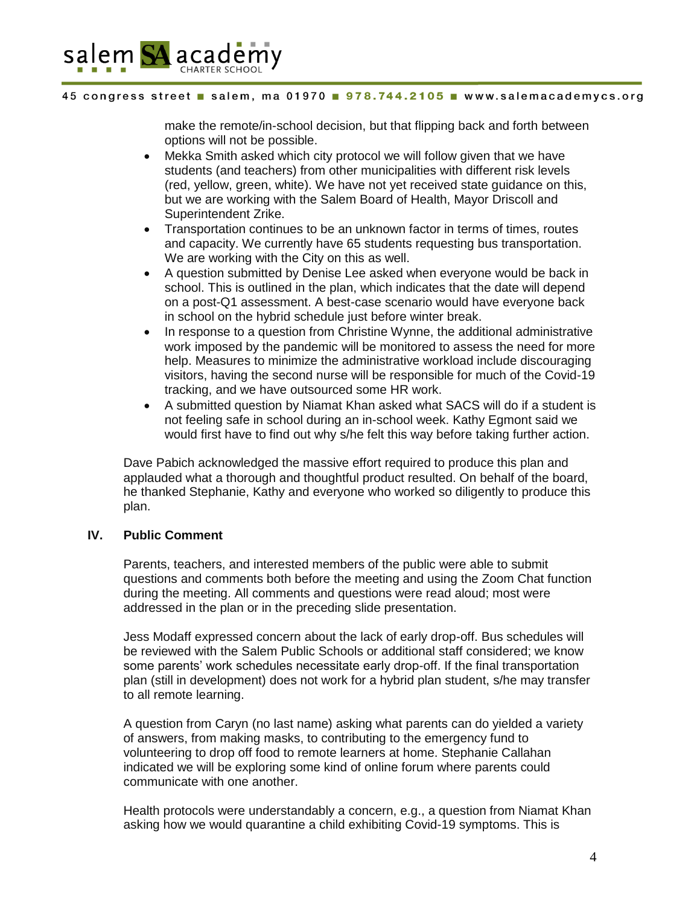make the remote/in-school decision, but that flipping back and forth between options will not be possible.

- Mekka Smith asked which city protocol we will follow given that we have students (and teachers) from other municipalities with different risk levels (red, yellow, green, white). We have not yet received state guidance on this, but we are working with the Salem Board of Health, Mayor Driscoll and Superintendent Zrike.
- Transportation continues to be an unknown factor in terms of times, routes and capacity. We currently have 65 students requesting bus transportation. We are working with the City on this as well.
- A question submitted by Denise Lee asked when everyone would be back in school. This is outlined in the plan, which indicates that the date will depend on a post-Q1 assessment. A best-case scenario would have everyone back in school on the hybrid schedule just before winter break.
- In response to a question from Christine Wynne, the additional administrative work imposed by the pandemic will be monitored to assess the need for more help. Measures to minimize the administrative workload include discouraging visitors, having the second nurse will be responsible for much of the Covid-19 tracking, and we have outsourced some HR work.
- A submitted question by Niamat Khan asked what SACS will do if a student is not feeling safe in school during an in-school week. Kathy Egmont said we would first have to find out why s/he felt this way before taking further action.

Dave Pabich acknowledged the massive effort required to produce this plan and applauded what a thorough and thoughtful product resulted. On behalf of the board, he thanked Stephanie, Kathy and everyone who worked so diligently to produce this plan.

## IV. Public Comment

Parents, teachers, and interested members of the public were able to submit questions and comments both before the meeting and using the Zoom Chat function during the meeting. All comments and questions were read aloud; most were addressed in the plan or in the preceding slide presentation.

Jess Modaff expressed concern about the lack of early drop-off. Bus schedules will be reviewed with the Salem Public Schools or additional staff considered; we know some parents' work schedules necessitate early drop-off. If the final transportation plan (still in development) does not work for a hybrid plan student, s/he may transfer to all remote learning.

A question from Caryn (no last name) asking what parents can do yielded a variety of answers, from making masks, to contributing to the emergency fund to volunteering to drop off food to remote learners at home. Stephanie Callahan indicated we will be exploring some kind of online forum where parents could communicate with one another.

Health protocols were understandably a concern, e.g., a question from Niamat Khan asking how we would quarantine a child exhibiting Covid-19 symptoms. This is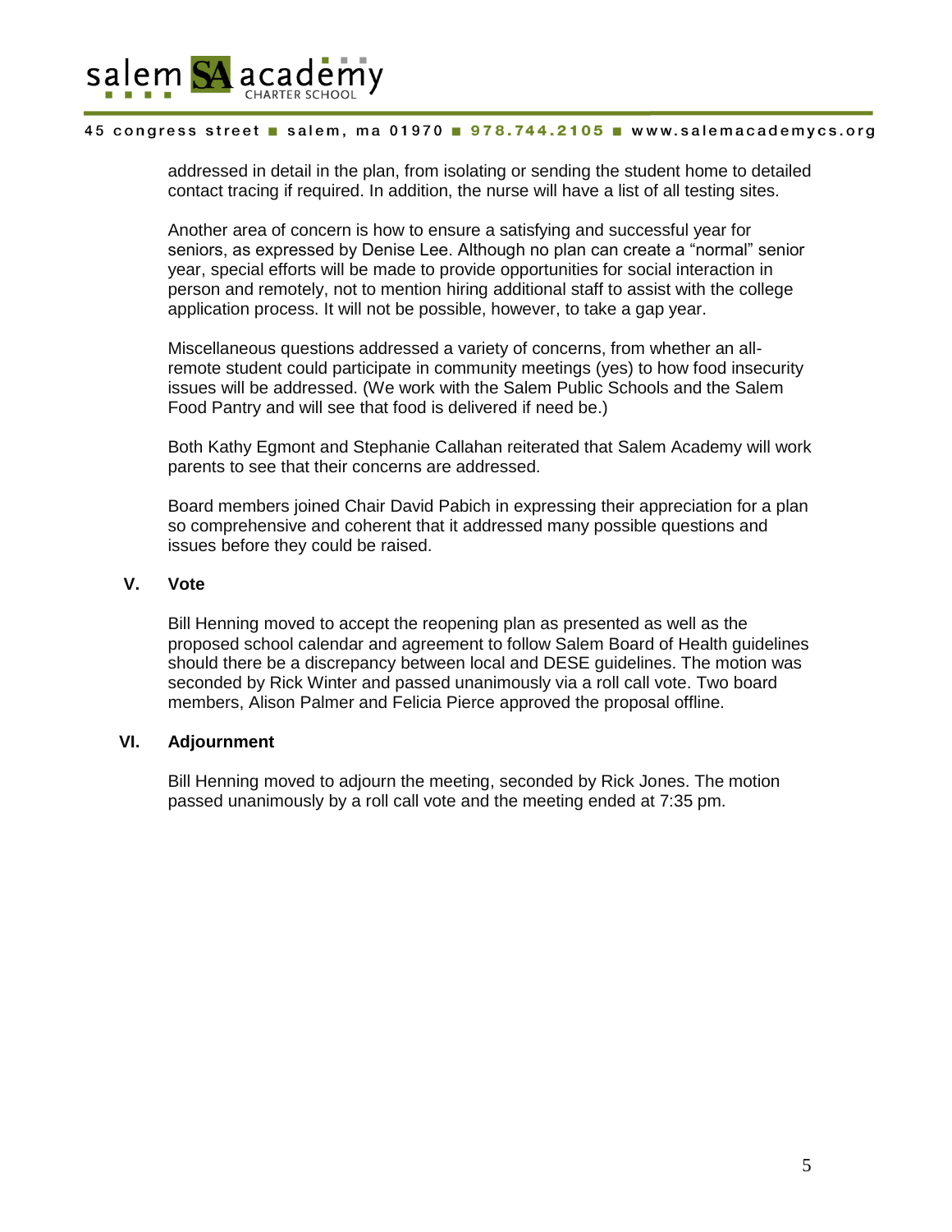addressed in detail in the plan, from isolating or sending the student home to detailed contact tracing if required. In addition, the nurse will have a list of all testing sites.

Another area of concern is how to ensure a satisfying and successful year for seniors, as expressed by Denise Lee. Although no plan can create a "normal" senior year, special efforts will be made to provide opportunities for social interaction in person and remotely, not to mention hiring additional staff to assist with the college application process. It will not be possible, however, to take a gap year.

Miscellaneous questions addressed a variety of concerns, from whether an all-remote student could participate in community meetings (yes) to how food insecurity issues will be addressed. (We work with the Salem Public Schools and the Salem Food Pantry and will see that food is delivered if need be.)

Both Kathy Egmont and Stephanie Callahan reiterated that Salem Academy will work parents to see that their concerns are addressed.

Board members joined Chair David Pabich in expressing their appreciation for a plan so comprehensive and coherent that it addressed many possible questions and issues before they could be raised.

## V. Vote

Bill Henning moved to accept the reopening plan as presented as well as the proposed school calendar and agreement to follow Salem Board of Health guidelines should there be a discrepancy between local and DESE guidelines. The motion was seconded by Rick Winter and passed unanimously via a roll call vote. Two board members, Alison Palmer and Felicia Pierce approved the proposal offline.

## VI. Adjournment

Bill Henning moved to adjourn the meeting, seconded by Rick Jones. The motion passed unanimously by a roll call vote and the meeting ended at 7:35 pm.